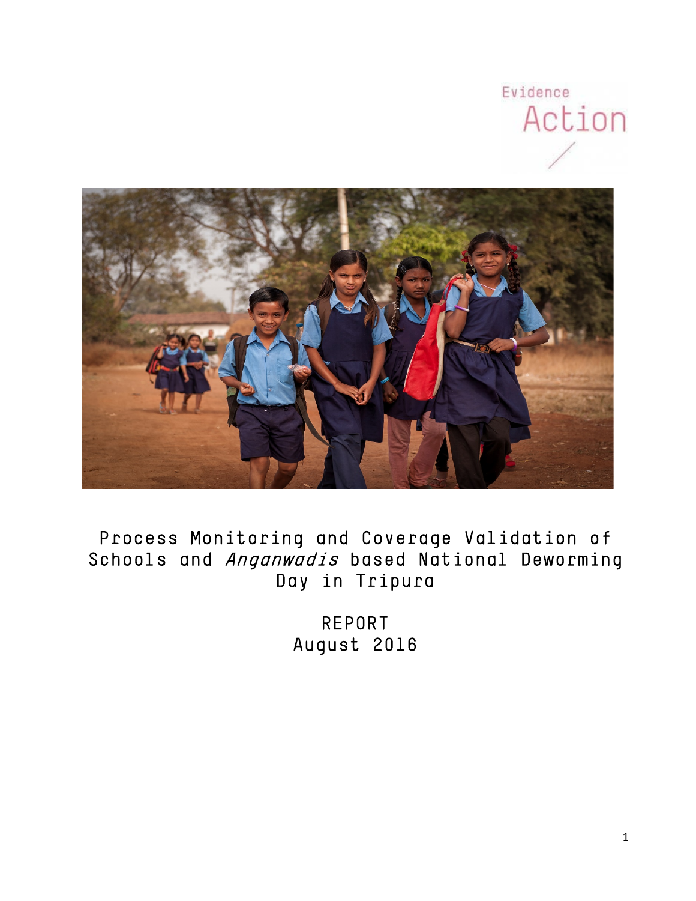Evidence Action

# Process Monitoring and Coverage Validation of Schools and *Anganwadis* based National Deworming Day in Tripura

REPORT
August 2016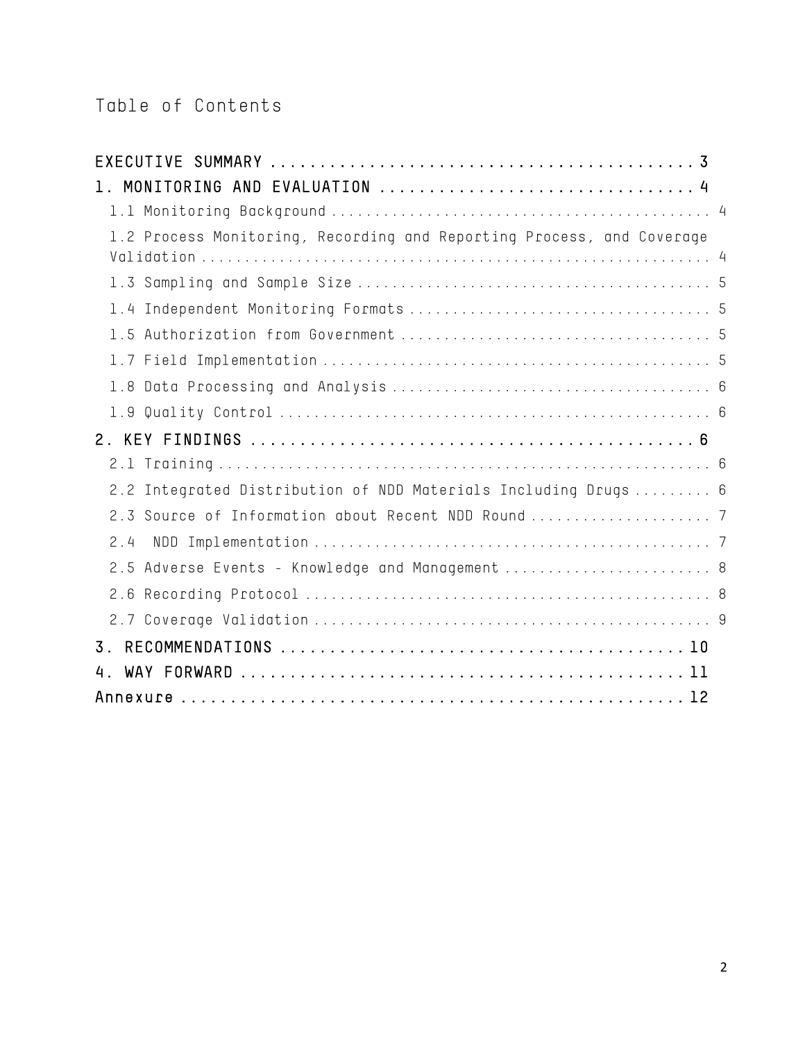# Table of Contents

- EXECUTIVE SUMMARY ........................................... 3
- 1. MONITORING AND EVALUATION ............................... 4
  - 1.1 Monitoring Background ........................................... 4
  - 1.2 Process Monitoring, Recording and Reporting Process, and Coverage Validation ........................................................... 4
  - 1.3 Sampling and Sample Size ........................................ 5
  - 1.4 Independent Monitoring Formats ................................. 5
  - 1.5 Authorization from Government .................................. 5
  - 1.7 Field Implementation ............................................ 5
  - 1.8 Data Processing and Analysis .................................... 6
  - 1.9 Quality Control ................................................. 6
- 2. KEY FINDINGS ............................................. 6
  - 2.1 Training ........................................................ 6
  - 2.2 Integrated Distribution of NDD Materials Including Drugs ......... 6
  - 2.3 Source of Information about Recent NDD Round ..................... 7
  - 2.4 NDD Implementation .............................................. 7
  - 2.5 Adverse Events - Knowledge and Management ....................... 8
  - 2.6 Recording Protocol .............................................. 8
  - 2.7 Coverage Validation ............................................. 9
- 3. RECOMMENDATIONS .......................................... 10
- 4. WAY FORWARD .............................................. 11
- Annexure .................................................... 12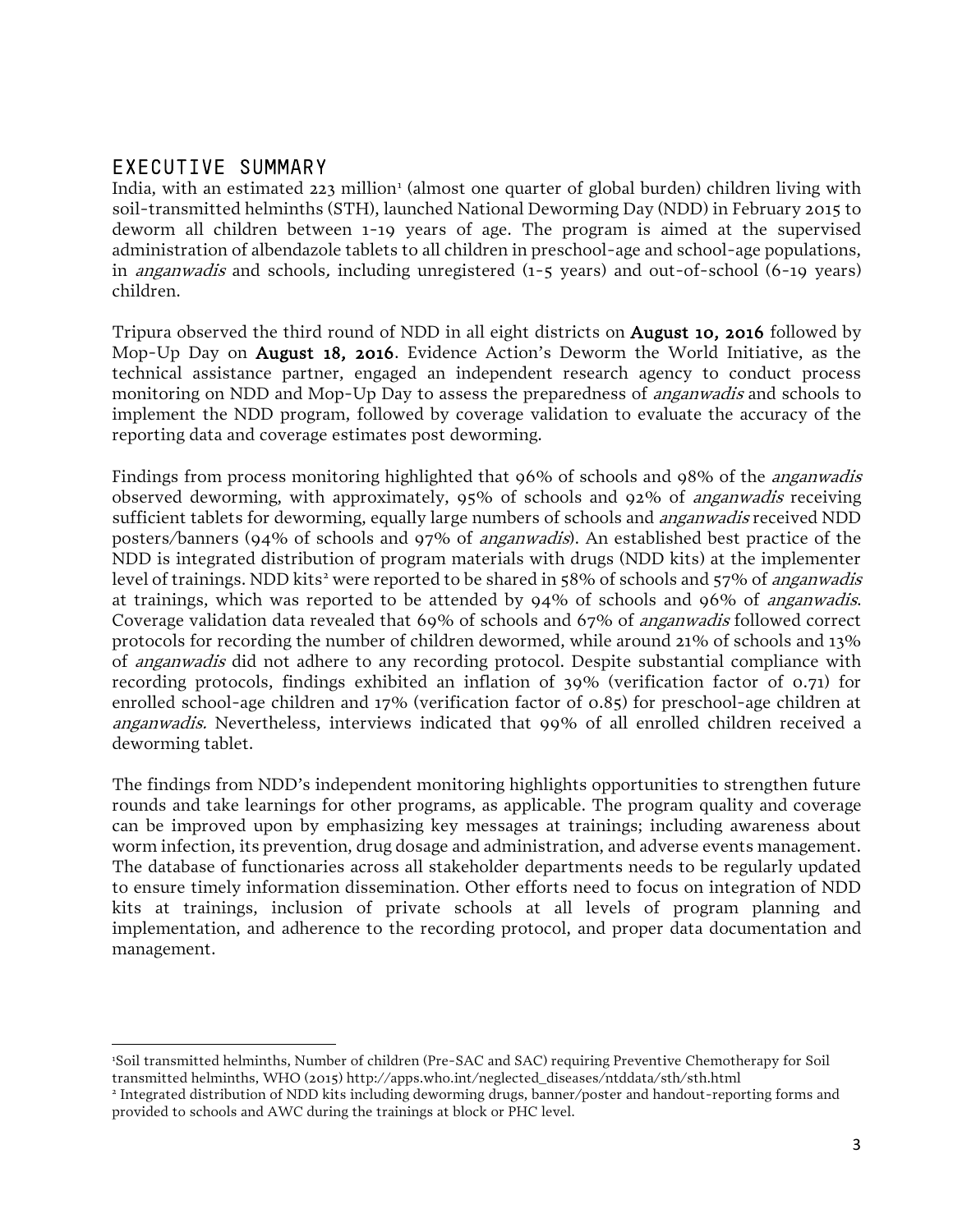# EXECUTIVE SUMMARY

India, with an estimated 223 million[1] (almost one quarter of global burden) children living with soil-transmitted helminths (STH), launched National Deworming Day (NDD) in February 2015 to deworm all children between 1-19 years of age. The program is aimed at the supervised administration of albendazole tablets to all children in preschool-age and school-age populations, in *anganwadis* and schools, including unregistered (1-5 years) and out-of-school (6-19 years) children.

Tripura observed the third round of NDD in all eight districts on **August 10, 2016** followed by Mop-Up Day on **August 18, 2016**. Evidence Action's Deworm the World Initiative, as the technical assistance partner, engaged an independent research agency to conduct process monitoring on NDD and Mop-Up Day to assess the preparedness of *anganwadis* and schools to implement the NDD program, followed by coverage validation to evaluate the accuracy of the reporting data and coverage estimates post deworming.

Findings from process monitoring highlighted that 96% of schools and 98% of the *anganwadis* observed deworming, with approximately, 95% of schools and 92% of *anganwadis* receiving sufficient tablets for deworming, equally large numbers of schools and *anganwadis* received NDD posters/banners (94% of schools and 97% of *anganwadis*). An established best practice of the NDD is integrated distribution of program materials with drugs (NDD kits) at the implementer level of trainings. NDD kits[2] were reported to be shared in 58% of schools and 57% of *anganwadis* at trainings, which was reported to be attended by 94% of schools and 96% of *anganwadis*. Coverage validation data revealed that 69% of schools and 67% of *anganwadis* followed correct protocols for recording the number of children dewormed, while around 21% of schools and 13% of *anganwadis* did not adhere to any recording protocol. Despite substantial compliance with recording protocols, findings exhibited an inflation of 39% (verification factor of 0.71) for enrolled school-age children and 17% (verification factor of 0.85) for preschool-age children at *anganwadis.* Nevertheless, interviews indicated that 99% of all enrolled children received a deworming tablet.

The findings from NDD's independent monitoring highlights opportunities to strengthen future rounds and take learnings for other programs, as applicable. The program quality and coverage can be improved upon by emphasizing key messages at trainings; including awareness about worm infection, its prevention, drug dosage and administration, and adverse events management. The database of functionaries across all stakeholder departments needs to be regularly updated to ensure timely information dissemination. Other efforts need to focus on integration of NDD kits at trainings, inclusion of private schools at all levels of program planning and implementation, and adherence to the recording protocol, and proper data documentation and management.

---

[1]Soil transmitted helminths, Number of children (Pre-SAC and SAC) requiring Preventive Chemotherapy for Soil transmitted helminths, WHO (2015) http://apps.who.int/neglected_diseases/ntddata/sth/sth.html

[2] Integrated distribution of NDD kits including deworming drugs, banner/poster and handout-reporting forms and provided to schools and AWC during the trainings at block or PHC level.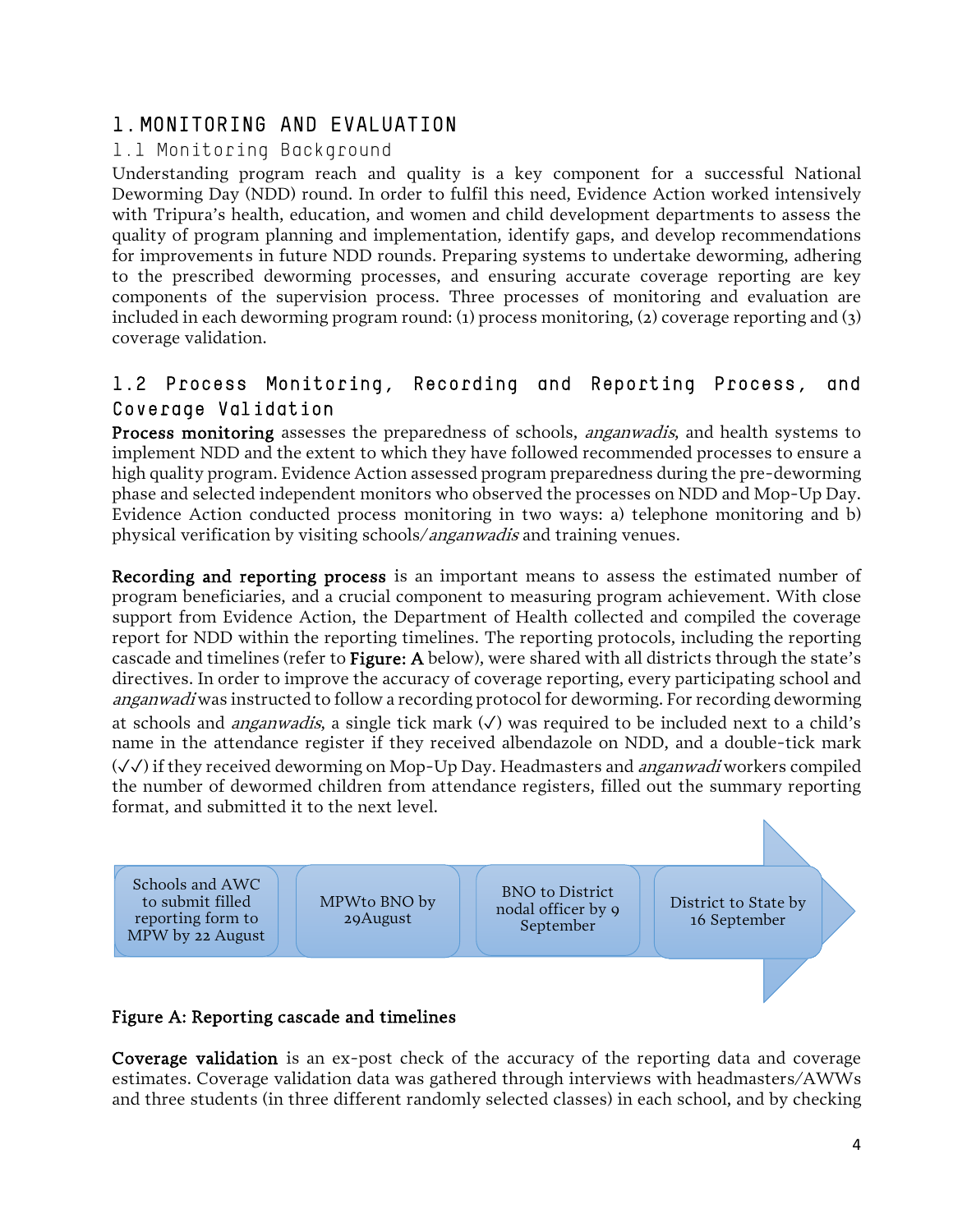# 1. MONITORING AND EVALUATION

## 1.1 Monitoring Background

Understanding program reach and quality is a key component for a successful National Deworming Day (NDD) round. In order to fulfil this need, Evidence Action worked intensively with Tripura's health, education, and women and child development departments to assess the quality of program planning and implementation, identify gaps, and develop recommendations for improvements in future NDD rounds. Preparing systems to undertake deworming, adhering to the prescribed deworming processes, and ensuring accurate coverage reporting are key components of the supervision process. Three processes of monitoring and evaluation are included in each deworming program round: (1) process monitoring, (2) coverage reporting and (3) coverage validation.

## 1.2 Process Monitoring, Recording and Reporting Process, and Coverage Validation

**Process monitoring** assesses the preparedness of schools, *anganwadis*, and health systems to implement NDD and the extent to which they have followed recommended processes to ensure a high quality program. Evidence Action assessed program preparedness during the pre-deworming phase and selected independent monitors who observed the processes on NDD and Mop-Up Day. Evidence Action conducted process monitoring in two ways: a) telephone monitoring and b) physical verification by visiting schools/*anganwadis* and training venues.

**Recording and reporting process** is an important means to assess the estimated number of program beneficiaries, and a crucial component to measuring program achievement. With close support from Evidence Action, the Department of Health collected and compiled the coverage report for NDD within the reporting timelines. The reporting protocols, including the reporting cascade and timelines (refer to **Figure: A** below), were shared with all districts through the state's directives. In order to improve the accuracy of coverage reporting, every participating school and *anganwadi* was instructed to follow a recording protocol for deworming. For recording deworming at schools and *anganwadis*, a single tick mark (✓) was required to be included next to a child's name in the attendance register if they received albendazole on NDD, and a double-tick mark (✓✓) if they received deworming on Mop-Up Day. Headmasters and *anganwadi* workers compiled the number of dewormed children from attendance registers, filled out the summary reporting format, and submitted it to the next level.

Schools and AWC to submit filled reporting form to MPW by 22 August → MPWto BNO by 29August → BNO to District nodal officer by 9 September → District to State by 16 September

**Figure A: Reporting cascade and timelines**

**Coverage validation** is an ex-post check of the accuracy of the reporting data and coverage estimates. Coverage validation data was gathered through interviews with headmasters/AWWs and three students (in three different randomly selected classes) in each school, and by checking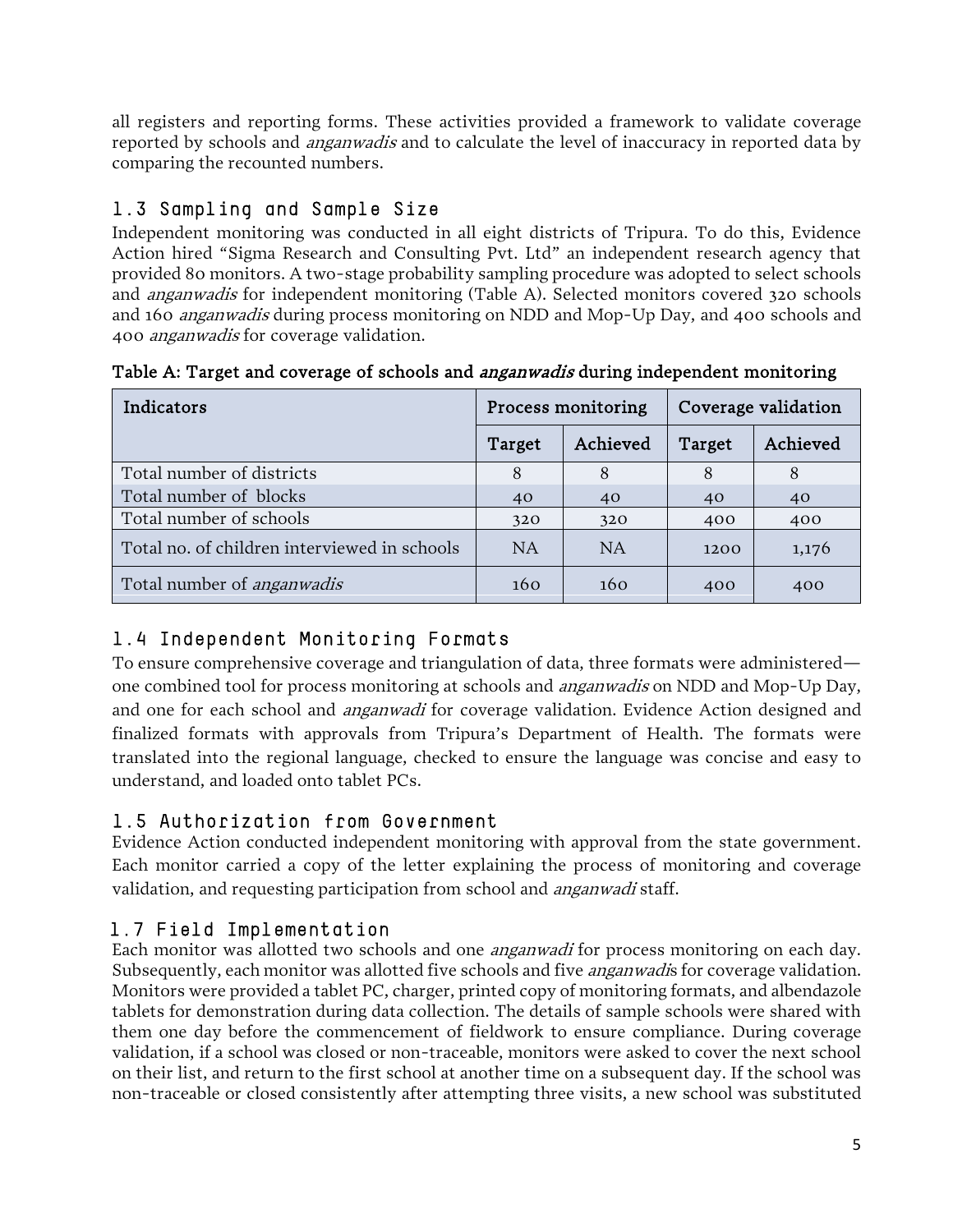all registers and reporting forms. These activities provided a framework to validate coverage reported by schools and *anganwadis* and to calculate the level of inaccuracy in reported data by comparing the recounted numbers.

## 1.3 Sampling and Sample Size

Independent monitoring was conducted in all eight districts of Tripura. To do this, Evidence Action hired "Sigma Research and Consulting Pvt. Ltd" an independent research agency that provided 80 monitors. A two-stage probability sampling procedure was adopted to select schools and *anganwadis* for independent monitoring (Table A). Selected monitors covered 320 schools and 160 *anganwadis* during process monitoring on NDD and Mop-Up Day, and 400 schools and 400 *anganwadis* for coverage validation.

**Table A: Target and coverage of schools and *anganwadis* during independent monitoring**

| Indicators | Process monitoring | | Coverage validation | |
|---|---|---|---|---|
| | Target | Achieved | Target | Achieved |
| Total number of districts | 8 | 8 | 8 | 8 |
| Total number of blocks | 40 | 40 | 40 | 40 |
| Total number of schools | 320 | 320 | 400 | 400 |
| Total no. of children interviewed in schools | NA | NA | 1200 | 1,176 |
| Total number of *anganwadis* | 160 | 160 | 400 | 400 |

## 1.4 Independent Monitoring Formats

To ensure comprehensive coverage and triangulation of data, three formats were administered—one combined tool for process monitoring at schools and *anganwadis* on NDD and Mop-Up Day, and one for each school and *anganwadi* for coverage validation. Evidence Action designed and finalized formats with approvals from Tripura's Department of Health. The formats were translated into the regional language, checked to ensure the language was concise and easy to understand, and loaded onto tablet PCs.

## 1.5 Authorization from Government

Evidence Action conducted independent monitoring with approval from the state government. Each monitor carried a copy of the letter explaining the process of monitoring and coverage validation, and requesting participation from school and *anganwadi* staff.

## 1.7 Field Implementation

Each monitor was allotted two schools and one *anganwadi* for process monitoring on each day. Subsequently, each monitor was allotted five schools and five *anganwadi*s for coverage validation. Monitors were provided a tablet PC, charger, printed copy of monitoring formats, and albendazole tablets for demonstration during data collection. The details of sample schools were shared with them one day before the commencement of fieldwork to ensure compliance. During coverage validation, if a school was closed or non-traceable, monitors were asked to cover the next school on their list, and return to the first school at another time on a subsequent day. If the school was non-traceable or closed consistently after attempting three visits, a new school was substituted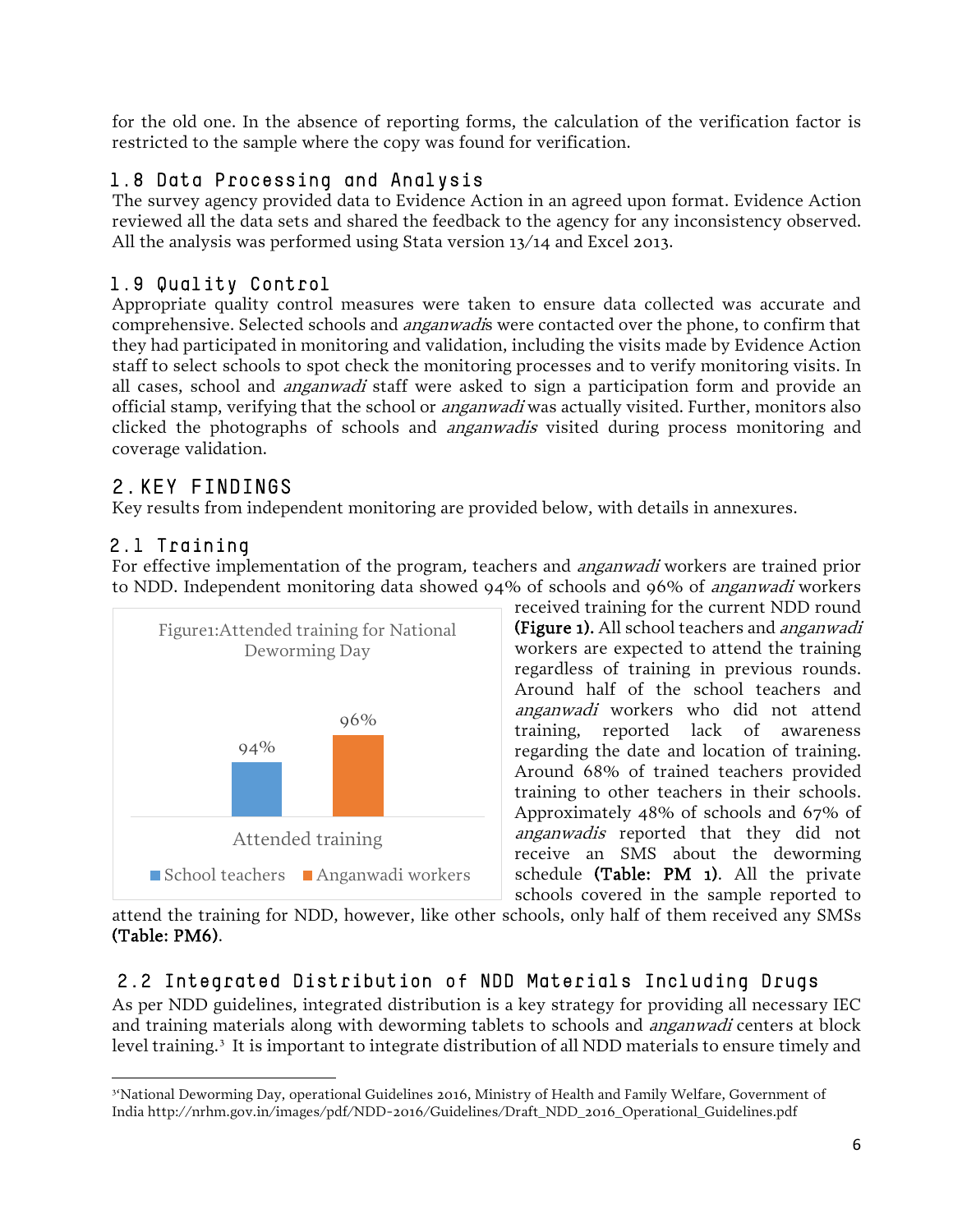for the old one. In the absence of reporting forms, the calculation of the verification factor is restricted to the sample where the copy was found for verification.

### 1.8 Data Processing and Analysis

The survey agency provided data to Evidence Action in an agreed upon format. Evidence Action reviewed all the data sets and shared the feedback to the agency for any inconsistency observed. All the analysis was performed using Stata version 13/14 and Excel 2013.

### 1.9 Quality Control

Appropriate quality control measures were taken to ensure data collected was accurate and comprehensive. Selected schools and *anganwadi*s were contacted over the phone, to confirm that they had participated in monitoring and validation, including the visits made by Evidence Action staff to select schools to spot check the monitoring processes and to verify monitoring visits. In all cases, school and *anganwadi* staff were asked to sign a participation form and provide an official stamp, verifying that the school or *anganwadi* was actually visited. Further, monitors also clicked the photographs of schools and *anganwadis* visited during process monitoring and coverage validation.

## 2. KEY FINDINGS

Key results from independent monitoring are provided below, with details in annexures.

### 2.1 Training

For effective implementation of the program, teachers and *anganwadi* workers are trained prior to NDD. Independent monitoring data showed 94% of schools and 96% of *anganwadi* workers received training for the current NDD round **(Figure 1)**. All school teachers and *anganwadi* workers are expected to attend the training regardless of training in previous rounds. Around half of the school teachers and *anganwadi* workers who did not attend training, reported lack of awareness regarding the date and location of training. Around 68% of trained teachers provided training to other teachers in their schools. Approximately 48% of schools and 67% of *anganwadis* reported that they did not receive an SMS about the deworming schedule **(Table: PM 1)**. All the private schools covered in the sample reported to attend the training for NDD, however, like other schools, only half of them received any SMSs **(Table: PM6)**.

Figure1:Attended training for National Deworming Day

| Attended training | School teachers | Anganwadi workers |
|---|---|---|
| | 94% | 96% |

### 2.2 Integrated Distribution of NDD Materials Including Drugs

As per NDD guidelines, integrated distribution is a key strategy for providing all necessary IEC and training materials along with deworming tablets to schools and *anganwadi* centers at block level training.[3] It is important to integrate distribution of all NDD materials to ensure timely and

[3] 'National Deworming Day, operational Guidelines 2016, Ministry of Health and Family Welfare, Government of India http://nrhm.gov.in/images/pdf/NDD-2016/Guidelines/Draft_NDD_2016_Operational_Guidelines.pdf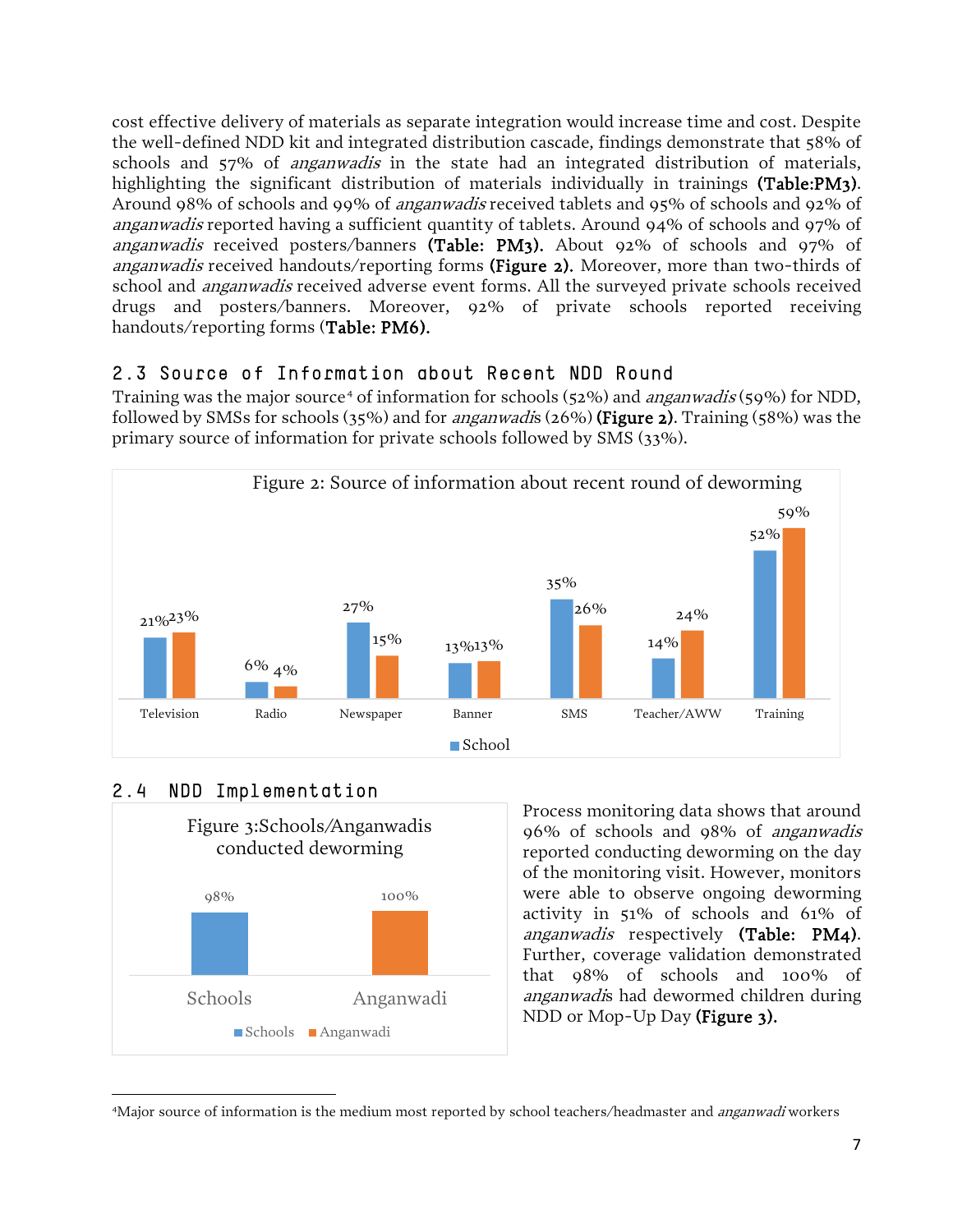cost effective delivery of materials as separate integration would increase time and cost. Despite the well-defined NDD kit and integrated distribution cascade, findings demonstrate that 58% of schools and 57% of *anganwadis* in the state had an integrated distribution of materials, highlighting the significant distribution of materials individually in trainings **(Table:PM3)**. Around 98% of schools and 99% of *anganwadis* received tablets and 95% of schools and 92% of *anganwadis* reported having a sufficient quantity of tablets. Around 94% of schools and 97% of *anganwadis* received posters/banners **(Table: PM3).** About 92% of schools and 97% of *anganwadis* received handouts/reporting forms **(Figure 2).** Moreover, more than two-thirds of school and *anganwadis* received adverse event forms. All the surveyed private schools received drugs and posters/banners. Moreover, 92% of private schools reported receiving handouts/reporting forms (**Table: PM6).**

## 2.3 Source of Information about Recent NDD Round

Training was the major source[4] of information for schools (52%) and *anganwadis* (59%) for NDD, followed by SMSs for schools (35%) and for *anganwadi*s (26%) **(Figure 2)**. Training (58%) was the primary source of information for private schools followed by SMS (33%).

Figure 2: Source of information about recent round of deworming

| Source | School | Anganwadi |
|---|---|---|
| Television | 21% | 23% |
| Radio | 6% | 4% |
| Newspaper | 27% | 15% |
| Banner | 13% | 13% |
| SMS | 35% | 26% |
| Teacher/AWW | 14% | 24% |
| Training | 52% | 59% |

## 2.4 NDD Implementation

Figure 3:Schools/Anganwadis conducted deworming

| Schools | Anganwadi |
|---|---|
| 98% | 100% |

Process monitoring data shows that around 96% of schools and 98% of *anganwadis* reported conducting deworming on the day of the monitoring visit. However, monitors were able to observe ongoing deworming activity in 51% of schools and 61% of *anganwadis* respectively **(Table: PM4)**. Further, coverage validation demonstrated that 98% of schools and 100% of *anganwadi*s had dewormed children during NDD or Mop-Up Day **(Figure 3).**

[4]Major source of information is the medium most reported by school teachers/headmaster and *anganwadi* workers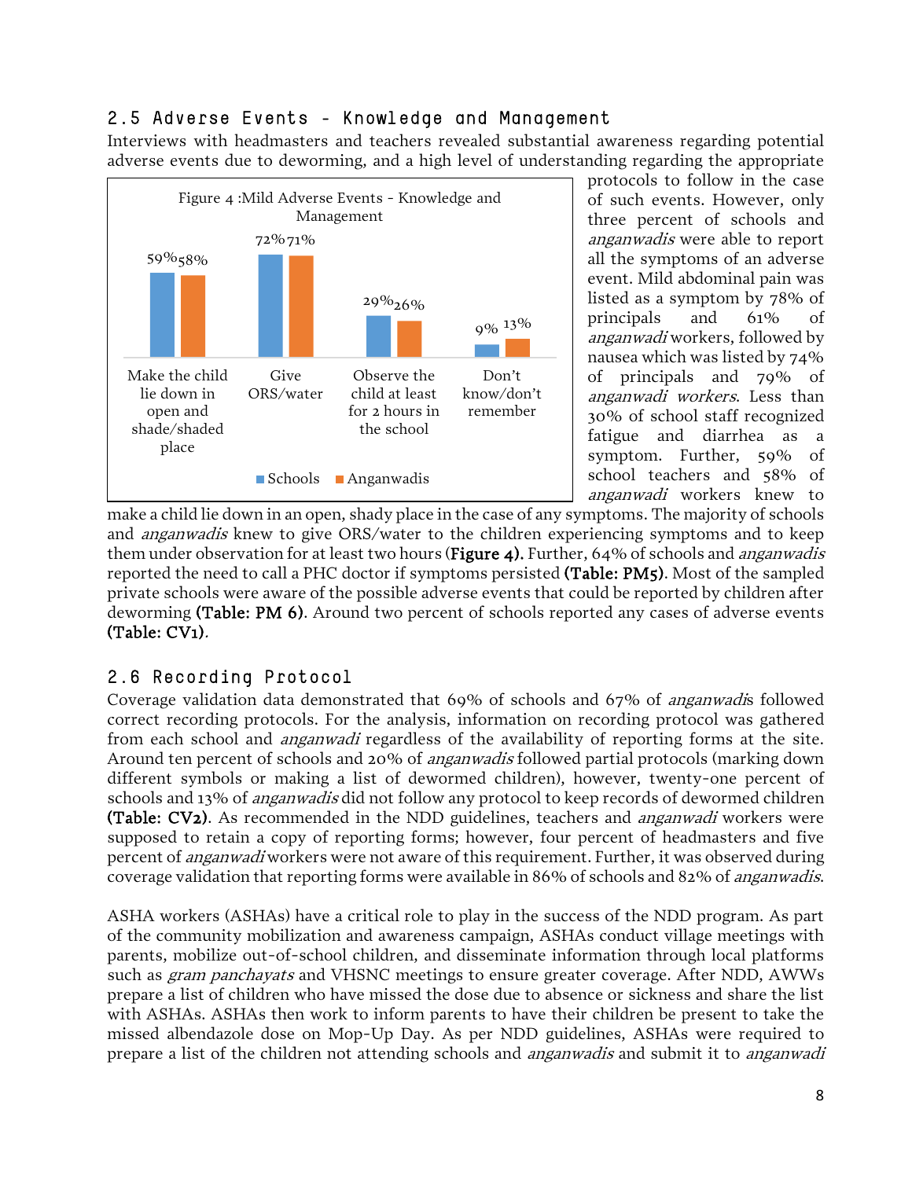## 2.5 Adverse Events - Knowledge and Management

Interviews with headmasters and teachers revealed substantial awareness regarding potential adverse events due to deworming, and a high level of understanding regarding the appropriate protocols to follow in the case of such events. However, only three percent of schools and *anganwadis* were able to report all the symptoms of an adverse event. Mild abdominal pain was listed as a symptom by 78% of principals and 61% of *anganwadi* workers, followed by nausea which was listed by 74% of principals and 79% of *anganwadi workers*. Less than 30% of school staff recognized fatigue and diarrhea as a symptom. Further, 59% of school teachers and 58% of *anganwadi* workers knew to make a child lie down in an open, shady place in the case of any symptoms. The majority of schools and *anganwadis* knew to give ORS/water to the children experiencing symptoms and to keep them under observation for at least two hours (**Figure 4**). Further, 64% of schools and *anganwadis* reported the need to call a PHC doctor if symptoms persisted (**Table: PM5**). Most of the sampled private schools were aware of the possible adverse events that could be reported by children after deworming (**Table: PM 6**). Around two percent of schools reported any cases of adverse events (**Table: CV1**).

Figure 4 :Mild Adverse Events - Knowledge and Management

| | Schools | Anganwadis |
|---|---|---|
| Make the child lie down in open and shade/shaded place | 59% | 58% |
| Give ORS/water | 72% | 71% |
| Observe the child at least for 2 hours in the school | 29% | 26% |
| Don't know/don't remember | 9% | 13% |

## 2.6 Recording Protocol

Coverage validation data demonstrated that 69% of schools and 67% of *anganwadi*s followed correct recording protocols. For the analysis, information on recording protocol was gathered from each school and *anganwadi* regardless of the availability of reporting forms at the site. Around ten percent of schools and 20% of *anganwadis* followed partial protocols (marking down different symbols or making a list of dewormed children), however, twenty-one percent of schools and 13% of *anganwadis* did not follow any protocol to keep records of dewormed children (**Table: CV2**). As recommended in the NDD guidelines, teachers and *anganwadi* workers were supposed to retain a copy of reporting forms; however, four percent of headmasters and five percent of *anganwadi* workers were not aware of this requirement. Further, it was observed during coverage validation that reporting forms were available in 86% of schools and 82% of *anganwadis*.

ASHA workers (ASHAs) have a critical role to play in the success of the NDD program. As part of the community mobilization and awareness campaign, ASHAs conduct village meetings with parents, mobilize out-of-school children, and disseminate information through local platforms such as *gram panchayats* and VHSNC meetings to ensure greater coverage. After NDD, AWWs prepare a list of children who have missed the dose due to absence or sickness and share the list with ASHAs. ASHAs then work to inform parents to have their children be present to take the missed albendazole dose on Mop-Up Day. As per NDD guidelines, ASHAs were required to prepare a list of the children not attending schools and *anganwadis* and submit it to *anganwadi*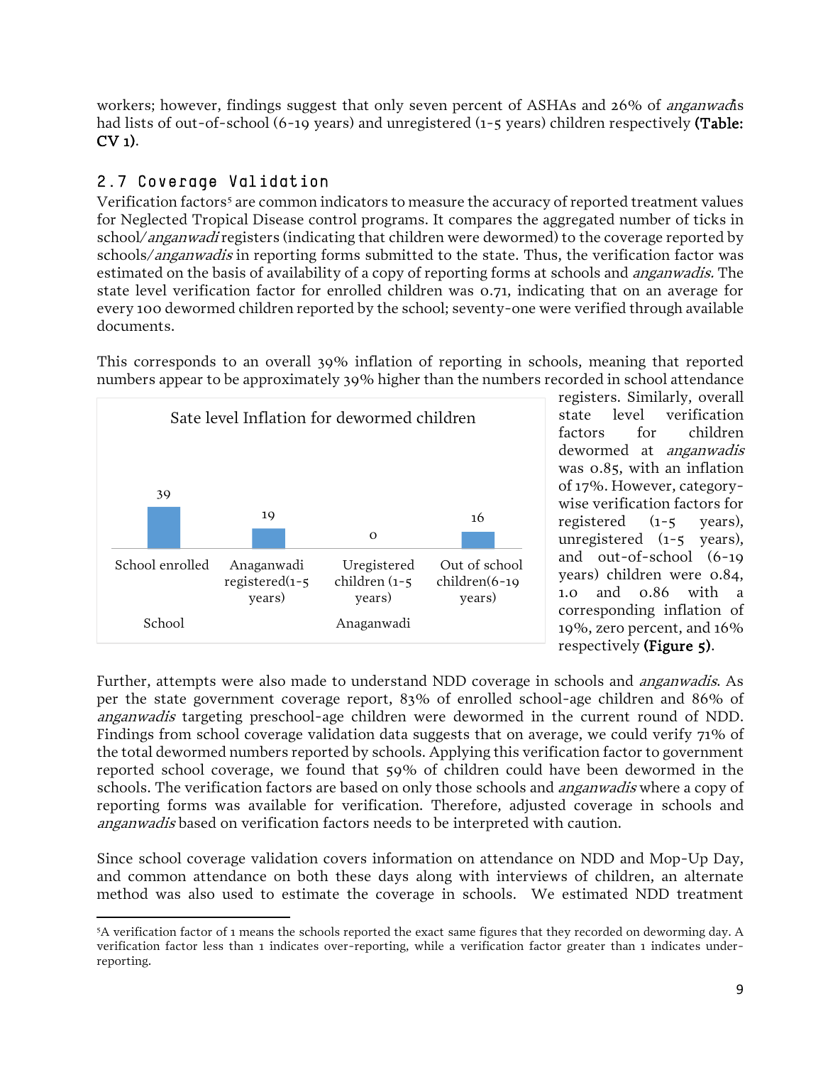workers; however, findings suggest that only seven percent of ASHAs and 26% of *anganwadis* had lists of out-of-school (6-19 years) and unregistered (1-5 years) children respectively **(Table: CV 1)**.

## 2.7 Coverage Validation

Verification factors[5] are common indicators to measure the accuracy of reported treatment values for Neglected Tropical Disease control programs. It compares the aggregated number of ticks in school/*anganwadi* registers (indicating that children were dewormed) to the coverage reported by schools/*anganwadis* in reporting forms submitted to the state. Thus, the verification factor was estimated on the basis of availability of a copy of reporting forms at schools and *anganwadis.* The state level verification factor for enrolled children was 0.71, indicating that on an average for every 100 dewormed children reported by the school; seventy-one were verified through available documents.

This corresponds to an overall 39% inflation of reporting in schools, meaning that reported numbers appear to be approximately 39% higher than the numbers recorded in school attendance registers. Similarly, overall state level verification factors for children dewormed at *anganwadis* was 0.85, with an inflation of 17%. However, category-wise verification factors for registered (1-5 years), unregistered (1-5 years), and out-of-school (6-19 years) children were 0.84, 1.0 and 0.86 with a corresponding inflation of 19%, zero percent, and 16% respectively **(Figure 5)**.

Sate level Inflation for dewormed children

| School | Anaganwadi | | |
|---|---|---|---|
| School enrolled | Anaganwadi registered(1-5 years) | Uregistered children (1-5 years) | Out of school children(6-19 years) |
| 39 | 19 | 0 | 16 |

Further, attempts were also made to understand NDD coverage in schools and *anganwadis*. As per the state government coverage report, 83% of enrolled school-age children and 86% of *anganwadis* targeting preschool-age children were dewormed in the current round of NDD. Findings from school coverage validation data suggests that on average, we could verify 71% of the total dewormed numbers reported by schools. Applying this verification factor to government reported school coverage, we found that 59% of children could have been dewormed in the schools. The verification factors are based on only those schools and *anganwadis* where a copy of reporting forms was available for verification. Therefore, adjusted coverage in schools and *anganwadis* based on verification factors needs to be interpreted with caution.

Since school coverage validation covers information on attendance on NDD and Mop-Up Day, and common attendance on both these days along with interviews of children, an alternate method was also used to estimate the coverage in schools. We estimated NDD treatment

---

[5]A verification factor of 1 means the schools reported the exact same figures that they recorded on deworming day. A verification factor less than 1 indicates over-reporting, while a verification factor greater than 1 indicates under-reporting.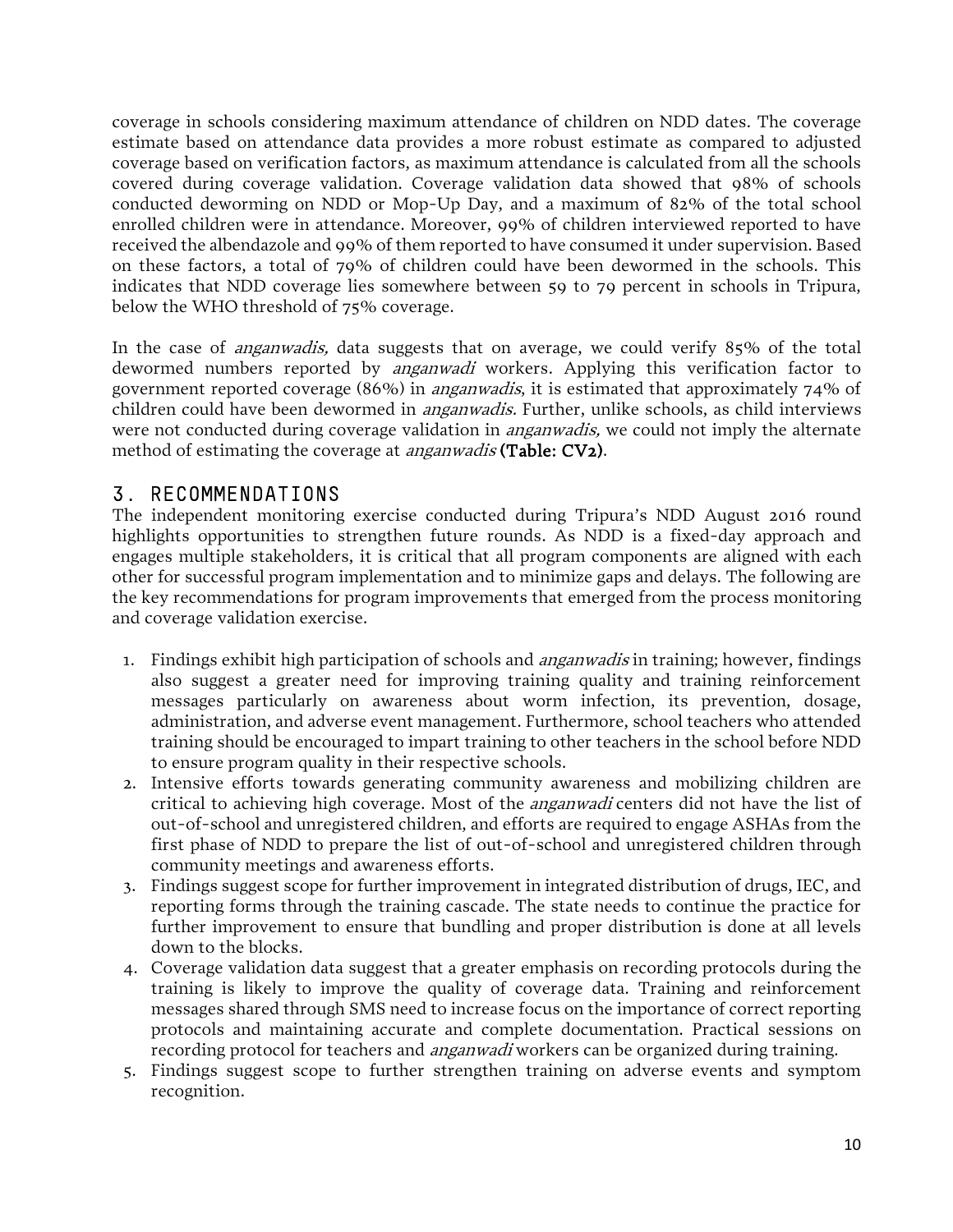coverage in schools considering maximum attendance of children on NDD dates. The coverage estimate based on attendance data provides a more robust estimate as compared to adjusted coverage based on verification factors, as maximum attendance is calculated from all the schools covered during coverage validation. Coverage validation data showed that 98% of schools conducted deworming on NDD or Mop-Up Day, and a maximum of 82% of the total school enrolled children were in attendance. Moreover, 99% of children interviewed reported to have received the albendazole and 99% of them reported to have consumed it under supervision. Based on these factors, a total of 79% of children could have been dewormed in the schools. This indicates that NDD coverage lies somewhere between 59 to 79 percent in schools in Tripura, below the WHO threshold of 75% coverage.

In the case of *anganwadis,* data suggests that on average, we could verify 85% of the total dewormed numbers reported by *anganwadi* workers. Applying this verification factor to government reported coverage (86%) in *anganwadis*, it is estimated that approximately 74% of children could have been dewormed in *anganwadis.* Further, unlike schools, as child interviews were not conducted during coverage validation in *anganwadis,* we could not imply the alternate method of estimating the coverage at *anganwadis* **(Table: CV2)**.

## 3. RECOMMENDATIONS

The independent monitoring exercise conducted during Tripura's NDD August 2016 round highlights opportunities to strengthen future rounds. As NDD is a fixed-day approach and engages multiple stakeholders, it is critical that all program components are aligned with each other for successful program implementation and to minimize gaps and delays. The following are the key recommendations for program improvements that emerged from the process monitoring and coverage validation exercise.

1. Findings exhibit high participation of schools and *anganwadis* in training; however, findings also suggest a greater need for improving training quality and training reinforcement messages particularly on awareness about worm infection, its prevention, dosage, administration, and adverse event management. Furthermore, school teachers who attended training should be encouraged to impart training to other teachers in the school before NDD to ensure program quality in their respective schools.
2. Intensive efforts towards generating community awareness and mobilizing children are critical to achieving high coverage. Most of the *anganwadi* centers did not have the list of out-of-school and unregistered children, and efforts are required to engage ASHAs from the first phase of NDD to prepare the list of out-of-school and unregistered children through community meetings and awareness efforts.
3. Findings suggest scope for further improvement in integrated distribution of drugs, IEC, and reporting forms through the training cascade. The state needs to continue the practice for further improvement to ensure that bundling and proper distribution is done at all levels down to the blocks.
4. Coverage validation data suggest that a greater emphasis on recording protocols during the training is likely to improve the quality of coverage data. Training and reinforcement messages shared through SMS need to increase focus on the importance of correct reporting protocols and maintaining accurate and complete documentation. Practical sessions on recording protocol for teachers and *anganwadi* workers can be organized during training.
5. Findings suggest scope to further strengthen training on adverse events and symptom recognition.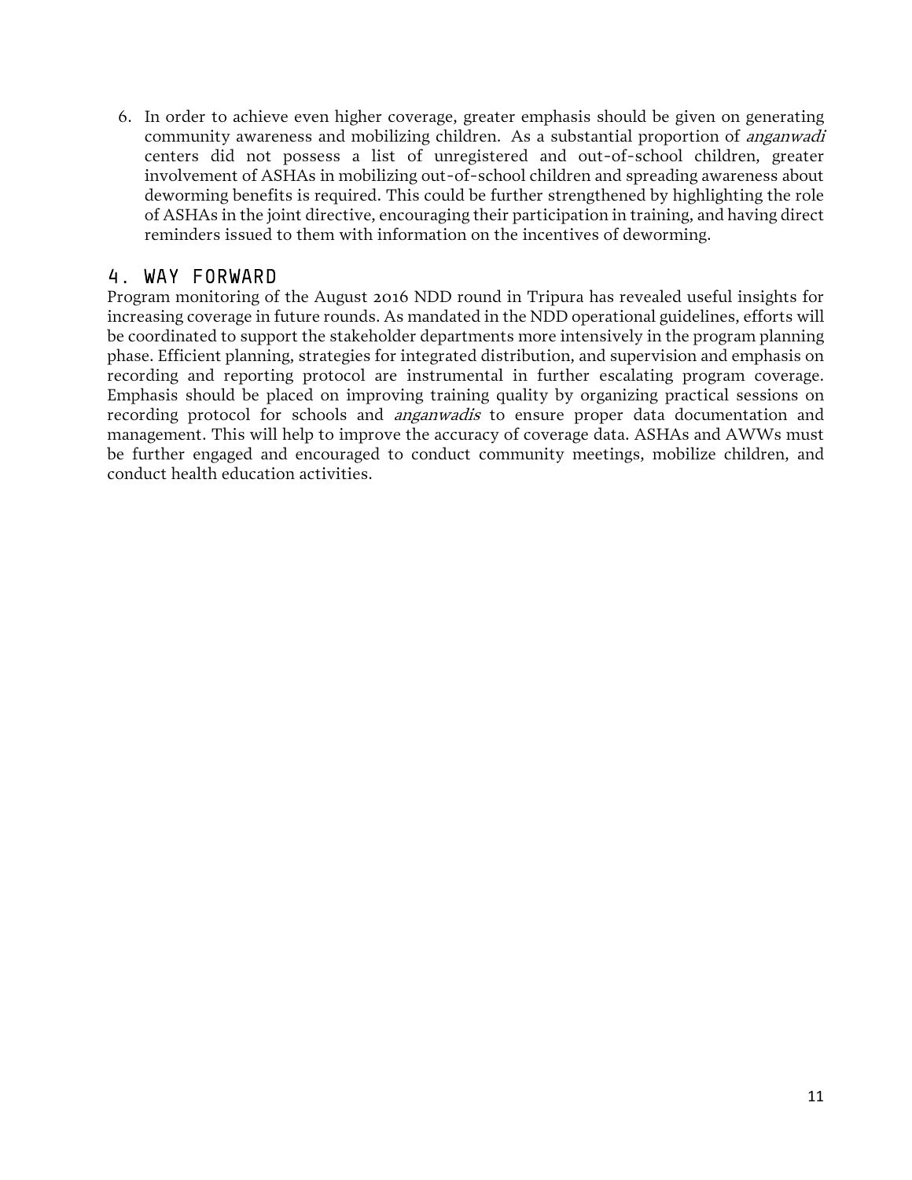6. In order to achieve even higher coverage, greater emphasis should be given on generating community awareness and mobilizing children. As a substantial proportion of *anganwadi* centers did not possess a list of unregistered and out-of-school children, greater involvement of ASHAs in mobilizing out-of-school children and spreading awareness about deworming benefits is required. This could be further strengthened by highlighting the role of ASHAs in the joint directive, encouraging their participation in training, and having direct reminders issued to them with information on the incentives of deworming.

## 4. WAY FORWARD

Program monitoring of the August 2016 NDD round in Tripura has revealed useful insights for increasing coverage in future rounds. As mandated in the NDD operational guidelines, efforts will be coordinated to support the stakeholder departments more intensively in the program planning phase. Efficient planning, strategies for integrated distribution, and supervision and emphasis on recording and reporting protocol are instrumental in further escalating program coverage. Emphasis should be placed on improving training quality by organizing practical sessions on recording protocol for schools and *anganwadis* to ensure proper data documentation and management. This will help to improve the accuracy of coverage data. ASHAs and AWWs must be further engaged and encouraged to conduct community meetings, mobilize children, and conduct health education activities.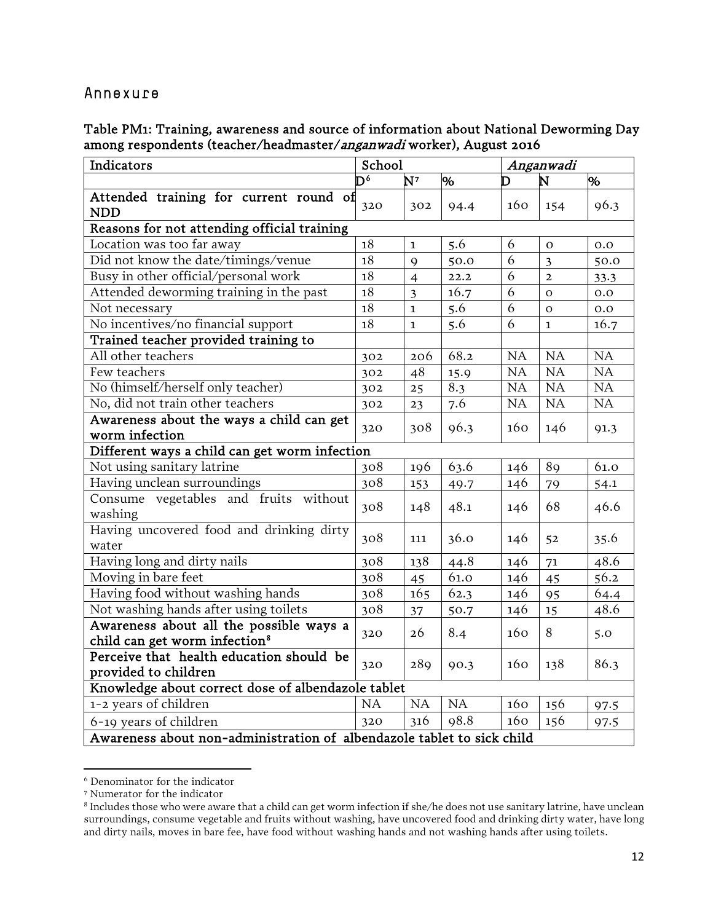## Annexure

**Table PM1: Training, awareness and source of information about National Deworming Day among respondents (teacher/headmaster/*anganwadi* worker), August 2016**

| Indicators | School | | | *Anganwadi* | | |
|---|---|---|---|---|---|---|
| | D[6] | N[7] | % | D | N | % |
| **Attended training for current round of NDD** | 320 | 302 | 94.4 | 160 | 154 | 96.3 |
| **Reasons for not attending official training** | | | | | | |
| Location was too far away | 18 | 1 | 5.6 | 6 | 0 | 0.0 |
| Did not know the date/timings/venue | 18 | 9 | 50.0 | 6 | 3 | 50.0 |
| Busy in other official/personal work | 18 | 4 | 22.2 | 6 | 2 | 33.3 |
| Attended deworming training in the past | 18 | 3 | 16.7 | 6 | 0 | 0.0 |
| Not necessary | 18 | 1 | 5.6 | 6 | 0 | 0.0 |
| No incentives/no financial support | 18 | 1 | 5.6 | 6 | 1 | 16.7 |
| **Trained teacher provided training to** | | | | | | |
| All other teachers | 302 | 206 | 68.2 | NA | NA | NA |
| Few teachers | 302 | 48 | 15.9 | NA | NA | NA |
| No (himself/herself only teacher) | 302 | 25 | 8.3 | NA | NA | NA |
| No, did not train other teachers | 302 | 23 | 7.6 | NA | NA | NA |
| **Awareness about the ways a child can get worm infection** | 320 | 308 | 96.3 | 160 | 146 | 91.3 |
| **Different ways a child can get worm infection** | | | | | | |
| Not using sanitary latrine | 308 | 196 | 63.6 | 146 | 89 | 61.0 |
| Having unclean surroundings | 308 | 153 | 49.7 | 146 | 79 | 54.1 |
| Consume vegetables and fruits without washing | 308 | 148 | 48.1 | 146 | 68 | 46.6 |
| Having uncovered food and drinking dirty water | 308 | 111 | 36.0 | 146 | 52 | 35.6 |
| Having long and dirty nails | 308 | 138 | 44.8 | 146 | 71 | 48.6 |
| Moving in bare feet | 308 | 45 | 61.0 | 146 | 45 | 56.2 |
| Having food without washing hands | 308 | 165 | 62.3 | 146 | 95 | 64.4 |
| Not washing hands after using toilets | 308 | 37 | 50.7 | 146 | 15 | 48.6 |
| **Awareness about all the possible ways a child can get worm infection[8]** | 320 | 26 | 8.4 | 160 | 8 | 5.0 |
| **Perceive that health education should be provided to children** | 320 | 289 | 90.3 | 160 | 138 | 86.3 |
| **Knowledge about correct dose of albendazole tablet** | | | | | | |
| 1-2 years of children | NA | NA | NA | 160 | 156 | 97.5 |
| 6-19 years of children | 320 | 316 | 98.8 | 160 | 156 | 97.5 |
| **Awareness about non-administration of albendazole tablet to sick child** | | | | | | |

[6] Denominator for the indicator

[7] Numerator for the indicator

[8] Includes those who were aware that a child can get worm infection if she/he does not use sanitary latrine, have unclean surroundings, consume vegetable and fruits without washing, have uncovered food and drinking dirty water, have long and dirty nails, moves in bare fee, have food without washing hands and not washing hands after using toilets.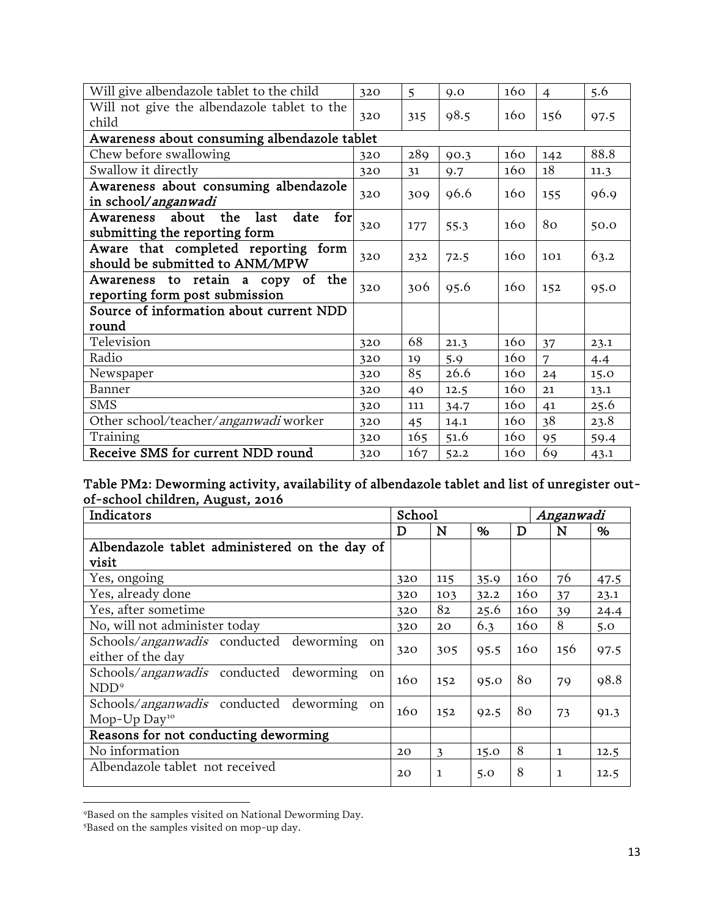| | | | | | | |
|---|---|---|---|---|---|---|
| Will give albendazole tablet to the child | 320 | 5 | 9.0 | 160 | 4 | 5.6 |
| Will not give the albendazole tablet to the child | 320 | 315 | 98.5 | 160 | 156 | 97.5 |
| **Awareness about consuming albendazole tablet** | | | | | | |
| Chew before swallowing | 320 | 289 | 90.3 | 160 | 142 | 88.8 |
| Swallow it directly | 320 | 31 | 9.7 | 160 | 18 | 11.3 |
| **Awareness about consuming albendazole in school/*anganwadi*** | 320 | 309 | 96.6 | 160 | 155 | 96.9 |
| **Awareness about the last date for submitting the reporting form** | 320 | 177 | 55.3 | 160 | 80 | 50.0 |
| **Aware that completed reporting form should be submitted to ANM/MPW** | 320 | 232 | 72.5 | 160 | 101 | 63.2 |
| **Awareness to retain a copy of the reporting form post submission** | 320 | 306 | 95.6 | 160 | 152 | 95.0 |
| **Source of information about current NDD round** | | | | | | |
| Television | 320 | 68 | 21.3 | 160 | 37 | 23.1 |
| Radio | 320 | 19 | 5.9 | 160 | 7 | 4.4 |
| Newspaper | 320 | 85 | 26.6 | 160 | 24 | 15.0 |
| Banner | 320 | 40 | 12.5 | 160 | 21 | 13.1 |
| SMS | 320 | 111 | 34.7 | 160 | 41 | 25.6 |
| Other school/teacher/*anganwadi* worker | 320 | 45 | 14.1 | 160 | 38 | 23.8 |
| Training | 320 | 165 | 51.6 | 160 | 95 | 59.4 |
| **Receive SMS for current NDD round** | 320 | 167 | 52.2 | 160 | 69 | 43.1 |

**Table PM2: Deworming activity, availability of albendazole tablet and list of unregister out-of-school children, August, 2016**

| Indicators | School | | | *Anganwadi* | | |
|---|---|---|---|---|---|---|
| | D | N | % | D | N | % |
| **Albendazole tablet administered on the day of visit** | | | | | | |
| Yes, ongoing | 320 | 115 | 35.9 | 160 | 76 | 47.5 |
| Yes, already done | 320 | 103 | 32.2 | 160 | 37 | 23.1 |
| Yes, after sometime | 320 | 82 | 25.6 | 160 | 39 | 24.4 |
| No, will not administer today | 320 | 20 | 6.3 | 160 | 8 | 5.0 |
| Schools/*anganwadis* conducted deworming on either of the day | 320 | 305 | 95.5 | 160 | 156 | 97.5 |
| Schools/*anganwadis* conducted deworming on NDD[9] | 160 | 152 | 95.0 | 80 | 79 | 98.8 |
| Schools/*anganwadis* conducted deworming on Mop-Up Day[10] | 160 | 152 | 92.5 | 80 | 73 | 91.3 |
| **Reasons for not conducting deworming** | | | | | | |
| No information | 20 | 3 | 15.0 | 8 | 1 | 12.5 |
| Albendazole tablet not received | 20 | 1 | 5.0 | 8 | 1 | 12.5 |

[9]Based on the samples visited on National Deworming Day.

[5]Based on the samples visited on mop-up day.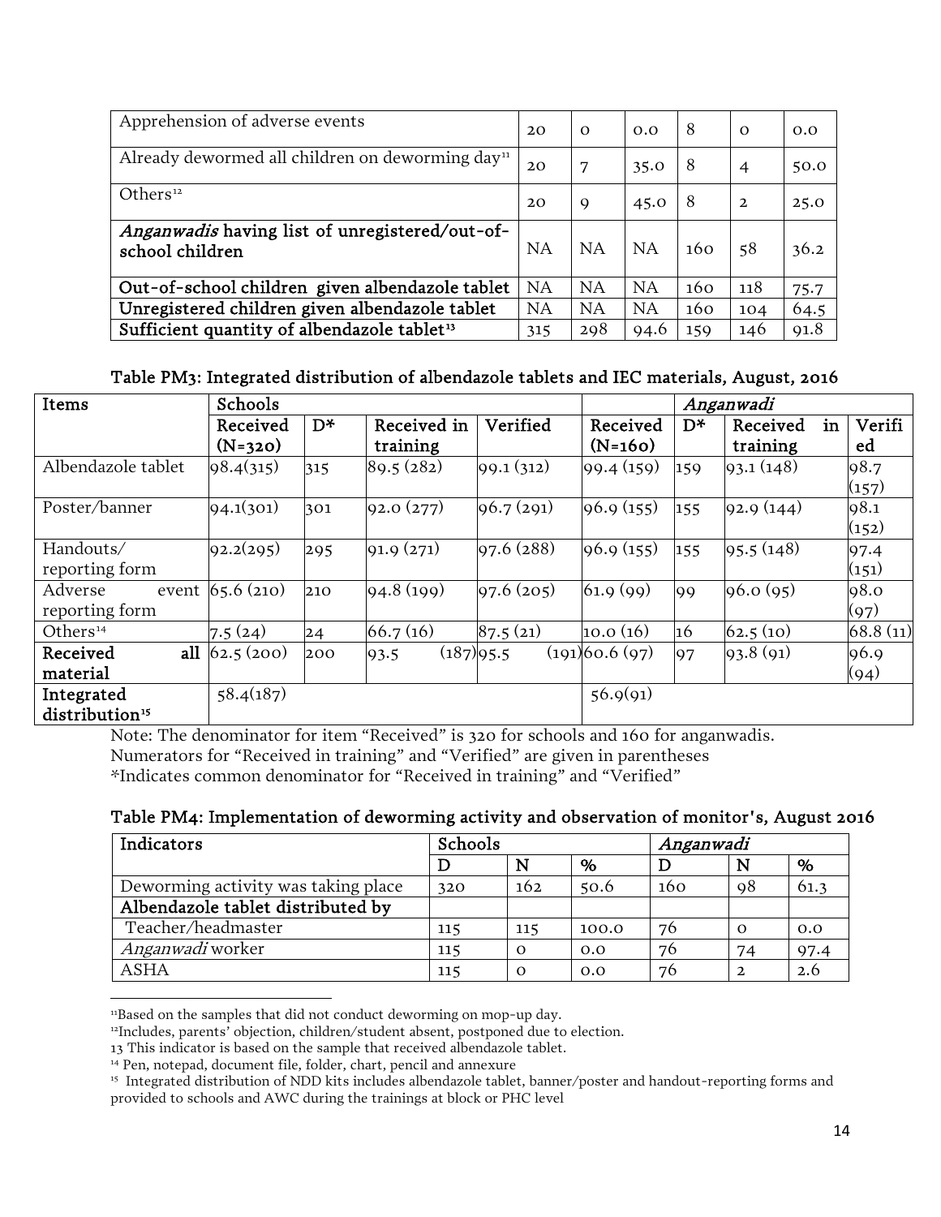| Apprehension of adverse events | 20 | 0 | 0.0 | 8 | 0 | 0.0 |
|---|---|---|---|---|---|---|
| Already dewormed all children on deworming day[11] | 20 | 7 | 35.0 | 8 | 4 | 50.0 |
| Others[12] | 20 | 9 | 45.0 | 8 | 2 | 25.0 |
| *Anganwadis* having list of unregistered/out-of-school children | NA | NA | NA | 160 | 58 | 36.2 |
| Out-of-school children given albendazole tablet | NA | NA | NA | 160 | 118 | 75.7 |
| Unregistered children given albendazole tablet | NA | NA | NA | 160 | 104 | 64.5 |
| Sufficient quantity of albendazole tablet[13] | 315 | 298 | 94.6 | 159 | 146 | 91.8 |

**Table PM3: Integrated distribution of albendazole tablets and IEC materials, August, 2016**

| Items | Schools | | | | *Anganwadi* | | | |
|---|---|---|---|---|---|---|---|---|
| | Received (N=320) | D* | Received in training | Verified | Received (N=160) | D* | Received in training | Verified |
| Albendazole tablet | 98.4(315) | 315 | 89.5 (282) | 99.1 (312) | 99.4 (159) | 159 | 93.1 (148) | 98.7 (157) |
| Poster/banner | 94.1(301) | 301 | 92.0 (277) | 96.7 (291) | 96.9 (155) | 155 | 92.9 (144) | 98.1 (152) |
| Handouts/ reporting form | 92.2(295) | 295 | 91.9 (271) | 97.6 (288) | 96.9 (155) | 155 | 95.5 (148) | 97.4 (151) |
| Adverse event reporting form | 65.6 (210) | 210 | 94.8 (199) | 97.6 (205) | 61.9 (99) | 99 | 96.0 (95) | 98.0 (97) |
| Others[14] | 7.5 (24) | 24 | 66.7 (16) | 87.5 (21) | 10.0 (16) | 16 | 62.5 (10) | 68.8 (11) |
| **Received all material** | 62.5 (200) | 200 | 93.5 (187) | 95.5 (191) | 60.6 (97) | 97 | 93.8 (91) | 96.9 (94) |
| **Integrated distribution[15]** | 58.4(187) | | | | 56.9(91) | | | |

Note: The denominator for item "Received" is 320 for schools and 160 for anganwadis.
Numerators for "Received in training" and "Verified" are given in parentheses
*Indicates common denominator for "Received in training" and "Verified"

**Table PM4: Implementation of deworming activity and observation of monitor's, August 2016**

| Indicators | Schools | | | *Anganwadi* | | |
|---|---|---|---|---|---|---|
| | D | N | % | D | N | % |
| Deworming activity was taking place | 320 | 162 | 50.6 | 160 | 98 | 61.3 |
| **Albendazole tablet distributed by** | | | | | | |
| Teacher/headmaster | 115 | 115 | 100.0 | 76 | 0 | 0.0 |
| *Anganwadi* worker | 115 | 0 | 0.0 | 76 | 74 | 97.4 |
| ASHA | 115 | 0 | 0.0 | 76 | 2 | 2.6 |

[11] Based on the samples that did not conduct deworming on mop-up day.

[12] Includes, parents' objection, children/student absent, postponed due to election.

[13] This indicator is based on the sample that received albendazole tablet.

[14] Pen, notepad, document file, folder, chart, pencil and annexure

[15] Integrated distribution of NDD kits includes albendazole tablet, banner/poster and handout-reporting forms and provided to schools and AWC during the trainings at block or PHC level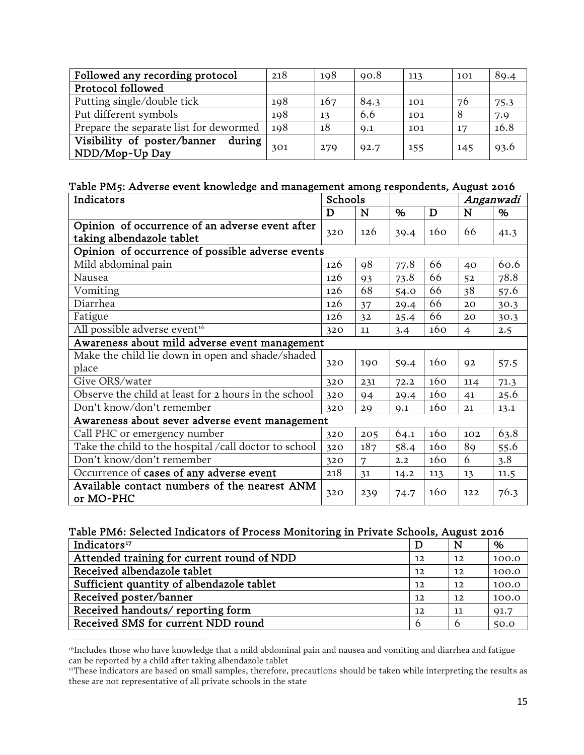| Followed any recording protocol | 218 | 198 | 90.8 | 113 | 101 | 89.4 |
|---|---|---|---|---|---|---|
| **Protocol followed** | | | | | | |
| Putting single/double tick | 198 | 167 | 84.3 | 101 | 76 | 75.3 |
| Put different symbols | 198 | 13 | 6.6 | 101 | 8 | 7.9 |
| Prepare the separate list for dewormed | 198 | 18 | 9.1 | 101 | 17 | 16.8 |
| **Visibility of poster/banner during NDD/Mop-Up Day** | 301 | 279 | 92.7 | 155 | 145 | 93.6 |

**Table PM5: Adverse event knowledge and management among respondents, August 2016**

| Indicators | Schools | | | | *Anganwadi* | |
|---|---|---|---|---|---|---|
| | D | N | % | D | N | % |
| **Opinion of occurrence of an adverse event after taking albendazole tablet** | 320 | 126 | 39.4 | 160 | 66 | 41.3 |
| **Opinion of occurrence of possible adverse events** | | | | | | |
| Mild abdominal pain | 126 | 98 | 77.8 | 66 | 40 | 60.6 |
| Nausea | 126 | 93 | 73.8 | 66 | 52 | 78.8 |
| Vomiting | 126 | 68 | 54.0 | 66 | 38 | 57.6 |
| Diarrhea | 126 | 37 | 29.4 | 66 | 20 | 30.3 |
| Fatigue | 126 | 32 | 25.4 | 66 | 20 | 30.3 |
| All possible adverse event[16] | 320 | 11 | 3.4 | 160 | 4 | 2.5 |
| **Awareness about mild adverse event management** | | | | | | |
| Make the child lie down in open and shade/shaded place | 320 | 190 | 59.4 | 160 | 92 | 57.5 |
| Give ORS/water | 320 | 231 | 72.2 | 160 | 114 | 71.3 |
| Observe the child at least for 2 hours in the school | 320 | 94 | 29.4 | 160 | 41 | 25.6 |
| Don't know/don't remember | 320 | 29 | 9.1 | 160 | 21 | 13.1 |
| **Awareness about sever adverse event management** | | | | | | |
| Call PHC or emergency number | 320 | 205 | 64.1 | 160 | 102 | 63.8 |
| Take the child to the hospital /call doctor to school | 320 | 187 | 58.4 | 160 | 89 | 55.6 |
| Don't know/don't remember | 320 | 7 | 2.2 | 160 | 6 | 3.8 |
| Occurrence of **cases of any adverse event** | 218 | 31 | 14.2 | 113 | 13 | 11.5 |
| **Available contact numbers of the nearest ANM or MO-PHC** | 320 | 239 | 74.7 | 160 | 122 | 76.3 |

**Table PM6: Selected Indicators of Process Monitoring in Private Schools, August 2016**

| Indicators[17] | D | N | % |
|---|---|---|---|
| **Attended training for current round of NDD** | 12 | 12 | 100.0 |
| **Received albendazole tablet** | 12 | 12 | 100.0 |
| **Sufficient quantity of albendazole tablet** | 12 | 12 | 100.0 |
| **Received poster/banner** | 12 | 12 | 100.0 |
| **Received handouts/ reporting form** | 12 | 11 | 91.7 |
| **Received SMS for current NDD round** | 6 | 6 | 50.0 |

[16]Includes those who have knowledge that a mild abdominal pain and nausea and vomiting and diarrhea and fatigue can be reported by a child after taking albendazole tablet

[17]These indicators are based on small samples, therefore, precautions should be taken while interpreting the results as these are not representative of all private schools in the state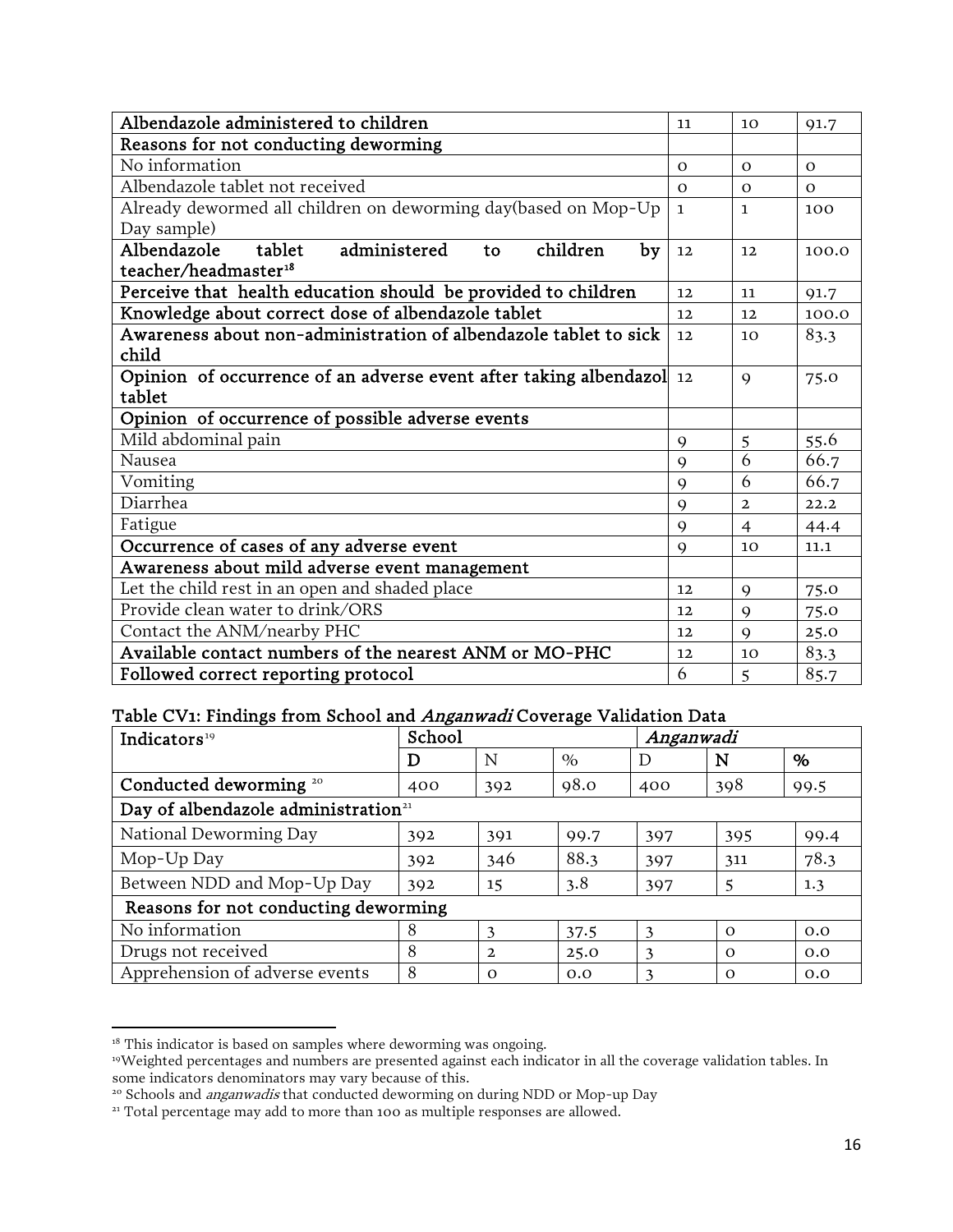| | | | |
|---|---|---|---|
| **Albendazole administered to children** | 11 | 10 | 91.7 |
| **Reasons for not conducting deworming** | | | |
| No information | 0 | 0 | 0 |
| Albendazole tablet not received | 0 | 0 | 0 |
| Already dewormed all children on deworming day(based on Mop-Up Day sample) | 1 | 1 | 100 |
| **Albendazole tablet administered to children by teacher/headmaster[18]** | 12 | 12 | 100.0 |
| **Perceive that health education should be provided to children** | 12 | 11 | 91.7 |
| **Knowledge about correct dose of albendazole tablet** | 12 | 12 | 100.0 |
| **Awareness about non-administration of albendazole tablet to sick child** | 12 | 10 | 83.3 |
| **Opinion of occurrence of an adverse event after taking albendazol tablet** | 12 | 9 | 75.0 |
| **Opinion of occurrence of possible adverse events** | | | |
| Mild abdominal pain | 9 | 5 | 55.6 |
| Nausea | 9 | 6 | 66.7 |
| Vomiting | 9 | 6 | 66.7 |
| Diarrhea | 9 | 2 | 22.2 |
| Fatigue | 9 | 4 | 44.4 |
| **Occurrence of cases of any adverse event** | 9 | 10 | 11.1 |
| **Awareness about mild adverse event management** | | | |
| Let the child rest in an open and shaded place | 12 | 9 | 75.0 |
| Provide clean water to drink/ORS | 12 | 9 | 75.0 |
| Contact the ANM/nearby PHC | 12 | 9 | 25.0 |
| **Available contact numbers of the nearest ANM or MO-PHC** | 12 | 10 | 83.3 |
| **Followed correct reporting protocol** | 6 | 5 | 85.7 |

**Table CV1: Findings from School and *Anganwadi* Coverage Validation Data**

| Indicators[19] | School | | | *Anganwadi* | | |
|---|---|---|---|---|---|---|
| | **D** | N | % | D | **N** | **%** |
| **Conducted deworming [20]** | 400 | 392 | 98.0 | 400 | 398 | 99.5 |
| **Day of albendazole administration[21]** | | | | | | |
| National Deworming Day | 392 | 391 | 99.7 | 397 | 395 | 99.4 |
| Mop-Up Day | 392 | 346 | 88.3 | 397 | 311 | 78.3 |
| Between NDD and Mop-Up Day | 392 | 15 | 3.8 | 397 | 5 | 1.3 |
| **Reasons for not conducting deworming** | | | | | | |
| No information | 8 | 3 | 37.5 | 3 | 0 | 0.0 |
| Drugs not received | 8 | 2 | 25.0 | 3 | 0 | 0.0 |
| Apprehension of adverse events | 8 | 0 | 0.0 | 3 | 0 | 0.0 |

[18] This indicator is based on samples where deworming was ongoing.

[19] Weighted percentages and numbers are presented against each indicator in all the coverage validation tables. In some indicators denominators may vary because of this.

[20] Schools and *anganwadis* that conducted deworming on during NDD or Mop-up Day

[21] Total percentage may add to more than 100 as multiple responses are allowed.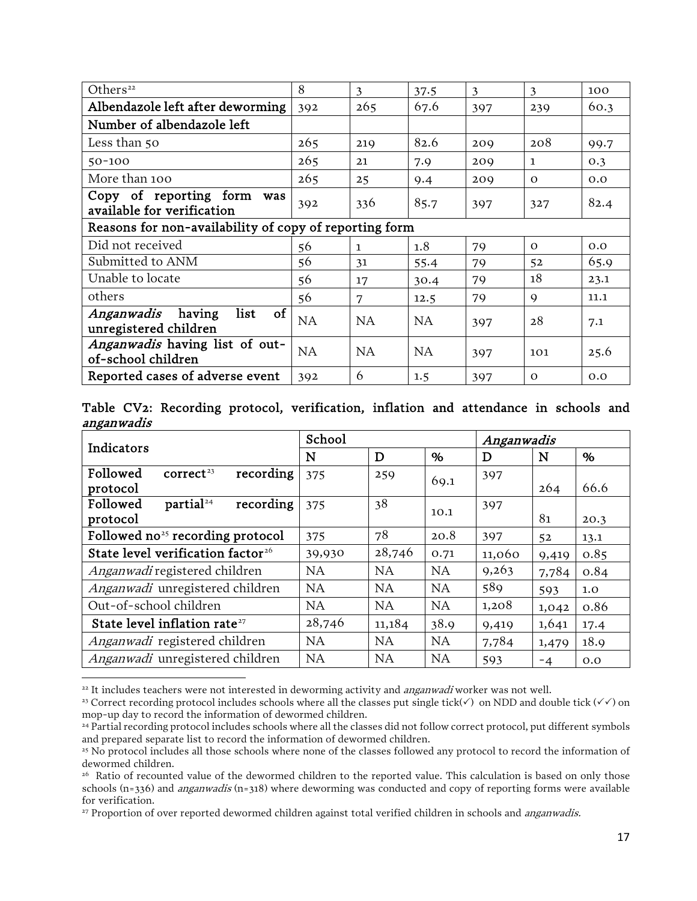| Others[22] | 8 | 3 | 37.5 | 3 | 3 | 100 |
|---|---|---|---|---|---|---|
| **Albendazole left after deworming** | 392 | 265 | 67.6 | 397 | 239 | 60.3 |
| **Number of albendazole left** | | | | | | |
| Less than 50 | 265 | 219 | 82.6 | 209 | 208 | 99.7 |
| 50-100 | 265 | 21 | 7.9 | 209 | 1 | 0.3 |
| More than 100 | 265 | 25 | 9.4 | 209 | 0 | 0.0 |
| **Copy of reporting form was available for verification** | 392 | 336 | 85.7 | 397 | 327 | 82.4 |
| **Reasons for non-availability of copy of reporting form** | | | | | | |
| Did not received | 56 | 1 | 1.8 | 79 | 0 | 0.0 |
| Submitted to ANM | 56 | 31 | 55.4 | 79 | 52 | 65.9 |
| Unable to locate | 56 | 17 | 30.4 | 79 | 18 | 23.1 |
| others | 56 | 7 | 12.5 | 79 | 9 | 11.1 |
| ***Anganwadis* having list of unregistered children** | NA | NA | NA | 397 | 28 | 7.1 |
| ***Anganwadis* having list of out-of-school children** | NA | NA | NA | 397 | 101 | 25.6 |
| **Reported cases of adverse event** | 392 | 6 | 1.5 | 397 | 0 | 0.0 |

**Table CV2: Recording protocol, verification, inflation and attendance in schools and *anganwadis***

| Indicators | School | | | *Anganwadis* | | |
|---|---|---|---|---|---|---|
| | N | D | % | D | N | % |
| **Followed correct[23] recording protocol** | 375 | 259 | 69.1 | 397 | 264 | 66.6 |
| **Followed partial[24] recording protocol** | 375 | 38 | 10.1 | 397 | 81 | 20.3 |
| **Followed no[25] recording protocol** | 375 | 78 | 20.8 | 397 | 52 | 13.1 |
| **State level verification factor[26]** | 39,930 | 28,746 | 0.71 | 11,060 | 9,419 | 0.85 |
| *Anganwadi* registered children | NA | NA | NA | 9,263 | 7,784 | 0.84 |
| *Anganwadi* unregistered children | NA | NA | NA | 589 | 593 | 1.0 |
| Out-of-school children | NA | NA | NA | 1,208 | 1,042 | 0.86 |
| **State level inflation rate[27]** | 28,746 | 11,184 | 38.9 | 9,419 | 1,641 | 17.4 |
| *Anganwadi* registered children | NA | NA | NA | 7,784 | 1,479 | 18.9 |
| *Anganwadi* unregistered children | NA | NA | NA | 593 | -4 | 0.0 |

[22] It includes teachers were not interested in deworming activity and *anganwadi* worker was not well.

[23] Correct recording protocol includes schools where all the classes put single tick(✓) on NDD and double tick (✓✓) on mop-up day to record the information of dewormed children.

[24] Partial recording protocol includes schools where all the classes did not follow correct protocol, put different symbols and prepared separate list to record the information of dewormed children.

[25] No protocol includes all those schools where none of the classes followed any protocol to record the information of dewormed children.

[26] Ratio of recounted value of the dewormed children to the reported value. This calculation is based on only those schools (n=336) and *anganwadis* (n=318) where deworming was conducted and copy of reporting forms were available for verification.

[27] Proportion of over reported dewormed children against total verified children in schools and *anganwadis*.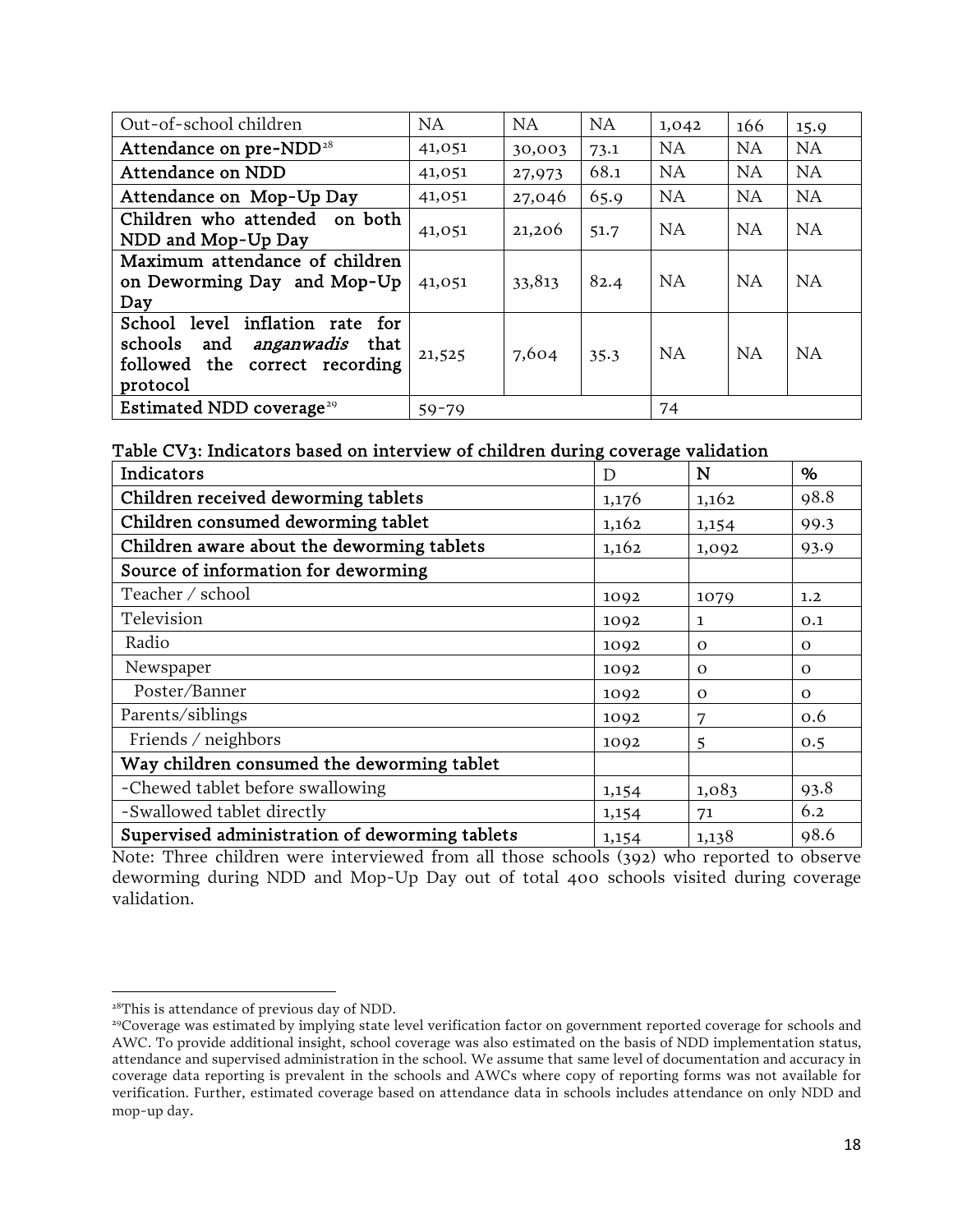| | | | | | | |
|---|---|---|---|---|---|---|
| Out-of-school children | NA | NA | NA | 1,042 | 166 | 15.9 |
| Attendance on pre-NDD[28] | 41,051 | 30,003 | 73.1 | NA | NA | NA |
| Attendance on NDD | 41,051 | 27,973 | 68.1 | NA | NA | NA |
| Attendance on Mop-Up Day | 41,051 | 27,046 | 65.9 | NA | NA | NA |
| Children who attended on both NDD and Mop-Up Day | 41,051 | 21,206 | 51.7 | NA | NA | NA |
| Maximum attendance of children on Deworming Day and Mop-Up Day | 41,051 | 33,813 | 82.4 | NA | NA | NA |
| School level inflation rate for schools and *anganwadis* that followed the correct recording protocol | 21,525 | 7,604 | 35.3 | NA | NA | NA |
| Estimated NDD coverage[29] | 59-79 | | | 74 | | |

**Table CV3: Indicators based on interview of children during coverage validation**

| Indicators | D | N | % |
|---|---|---|---|
| **Children received deworming tablets** | 1,176 | 1,162 | 98.8 |
| **Children consumed deworming tablet** | 1,162 | 1,154 | 99.3 |
| **Children aware about the deworming tablets** | 1,162 | 1,092 | 93.9 |
| **Source of information for deworming** | | | |
| Teacher / school | 1092 | 1079 | 1.2 |
| Television | 1092 | 1 | 0.1 |
| Radio | 1092 | 0 | 0 |
| Newspaper | 1092 | 0 | 0 |
| Poster/Banner | 1092 | 0 | 0 |
| Parents/siblings | 1092 | 7 | 0.6 |
| Friends / neighbors | 1092 | 5 | 0.5 |
| **Way children consumed the deworming tablet** | | | |
| -Chewed tablet before swallowing | 1,154 | 1,083 | 93.8 |
| -Swallowed tablet directly | 1,154 | 71 | 6.2 |
| **Supervised administration of deworming tablets** | 1,154 | 1,138 | 98.6 |

Note: Three children were interviewed from all those schools (392) who reported to observe deworming during NDD and Mop-Up Day out of total 400 schools visited during coverage validation.

[28] This is attendance of previous day of NDD.

[29] Coverage was estimated by implying state level verification factor on government reported coverage for schools and AWC. To provide additional insight, school coverage was also estimated on the basis of NDD implementation status, attendance and supervised administration in the school. We assume that same level of documentation and accuracy in coverage data reporting is prevalent in the schools and AWCs where copy of reporting forms was not available for verification. Further, estimated coverage based on attendance data in schools includes attendance on only NDD and mop-up day.